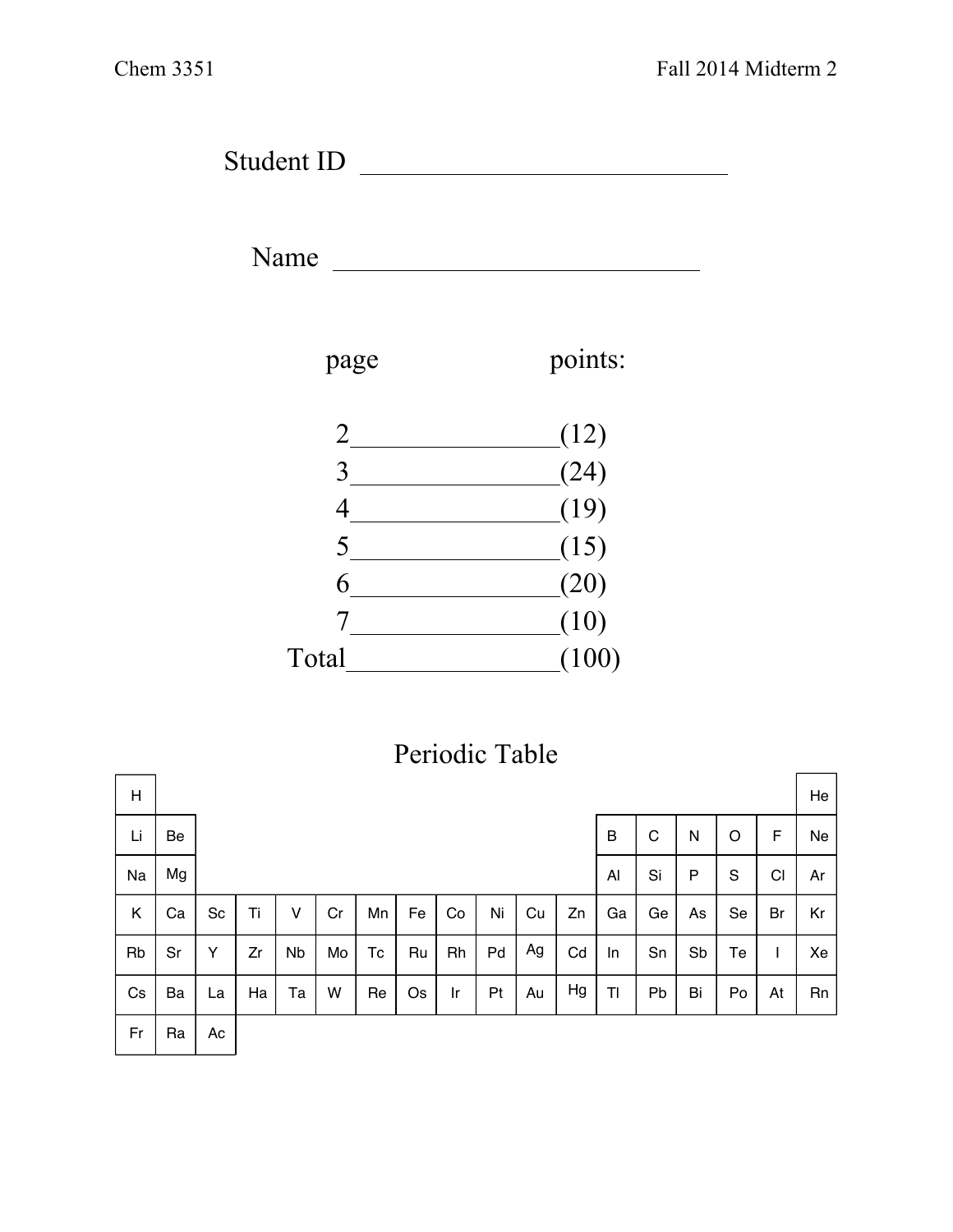Student ID ____________________________

Name ____________________________

| page | points: |
|---|---|
| 2 ________________ | (12) |
| 3 ________________ | (24) |
| 4 ________________ | (19) |
| 5 ________________ | (15) |
| 6 ________________ | (20) |
| 7 ________________ | (10) |
| Total ________________ | (100) |

## Periodic Table

| | | | | | | | | | | | | | | | | | |
|---|---|---|---|---|---|---|---|---|---|---|---|---|---|---|---|---|---|
| H | | | | | | | | | | | | | | | | | He |
| Li | Be | | | | | | | | | | | B | C | N | O | F | Ne |
| Na | Mg | | | | | | | | | | | Al | Si | P | S | Cl | Ar |
| K | Ca | Sc | Ti | V | Cr | Mn | Fe | Co | Ni | Cu | Zn | Ga | Ge | As | Se | Br | Kr |
| Rb | Sr | Y | Zr | Nb | Mo | Tc | Ru | Rh | Pd | Ag | Cd | In | Sn | Sb | Te | I | Xe |
| Cs | Ba | La | Ha | Ta | W | Re | Os | Ir | Pt | Au | Hg | Tl | Pb | Bi | Po | At | Rn |
| Fr | Ra | Ac | | | | | | | | | | | | | | | |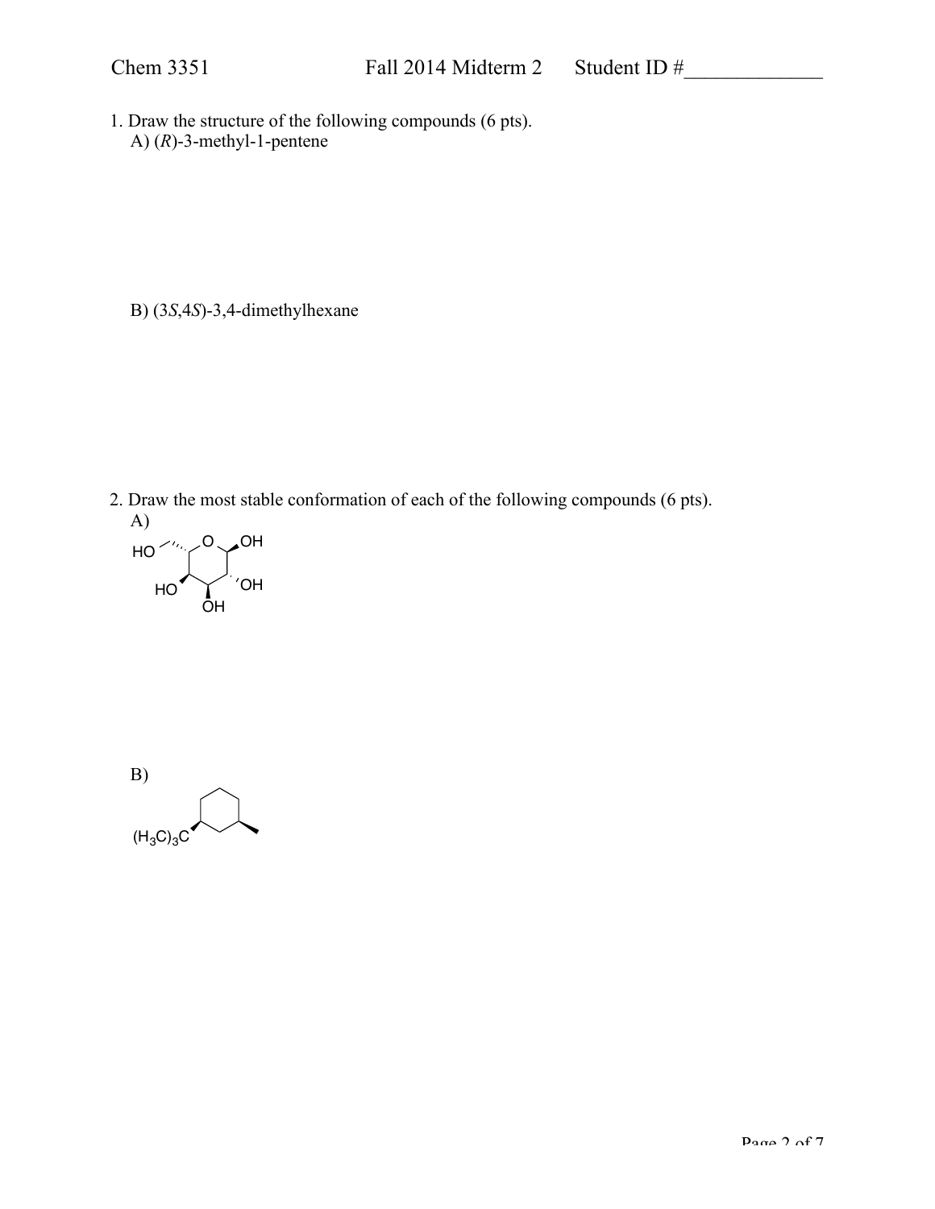1. Draw the structure of the following compounds (6 pts).

   A) (*R*)-3-methyl-1-pentene

   B) (3*S*,4*S*)-3,4-dimethylhexane

2. Draw the most stable conformation of each of the following compounds (6 pts).

   A)

   HO, O, OH, HO, OH, OH

   B)

   $(H_3C)_3C$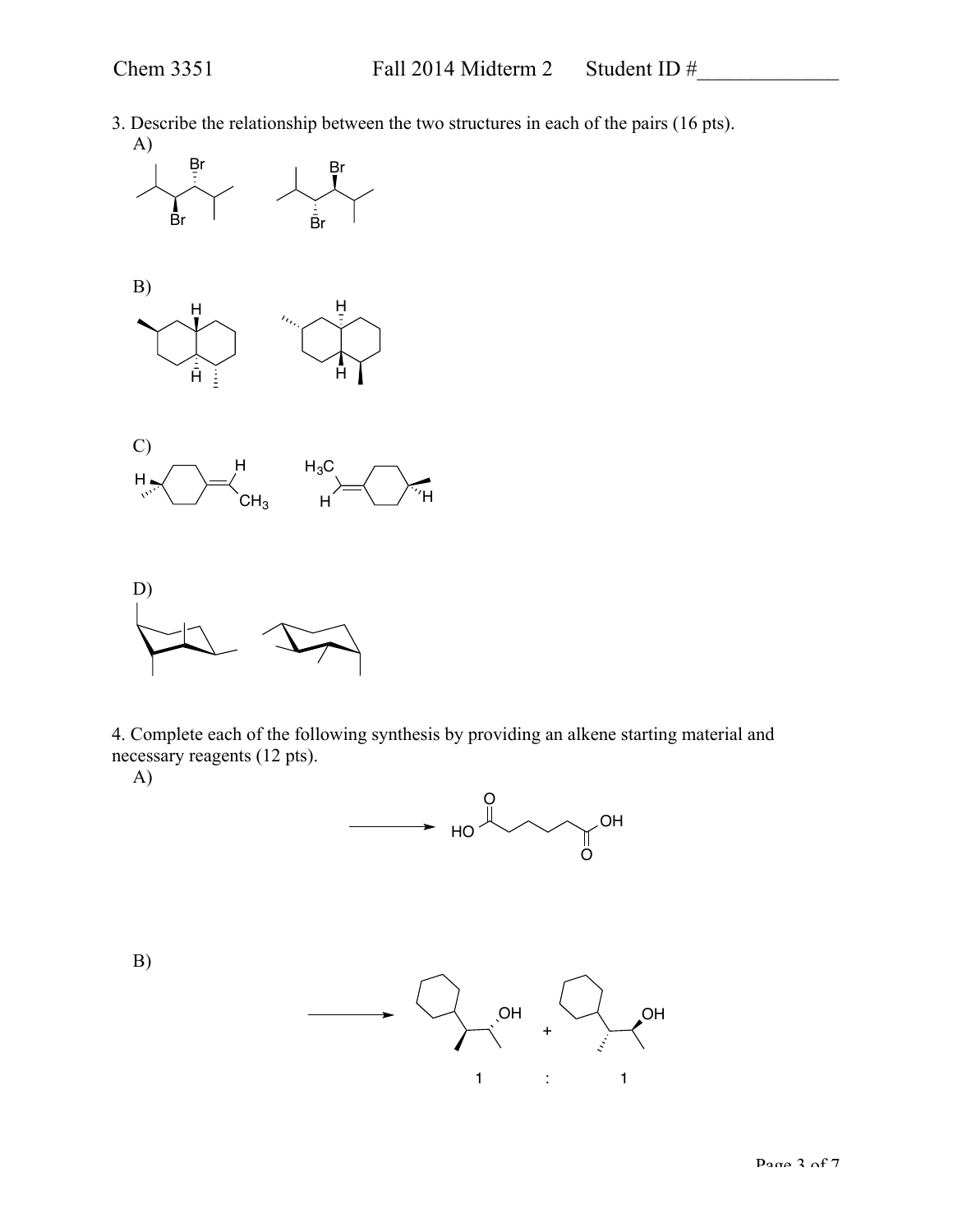3. Describe the relationship between the two structures in each of the pairs (16 pts).

A)

B)

C)

D)

4. Complete each of the following synthesis by providing an alkene starting material and necessary reagents (12 pts).

A)

B)

1 : 1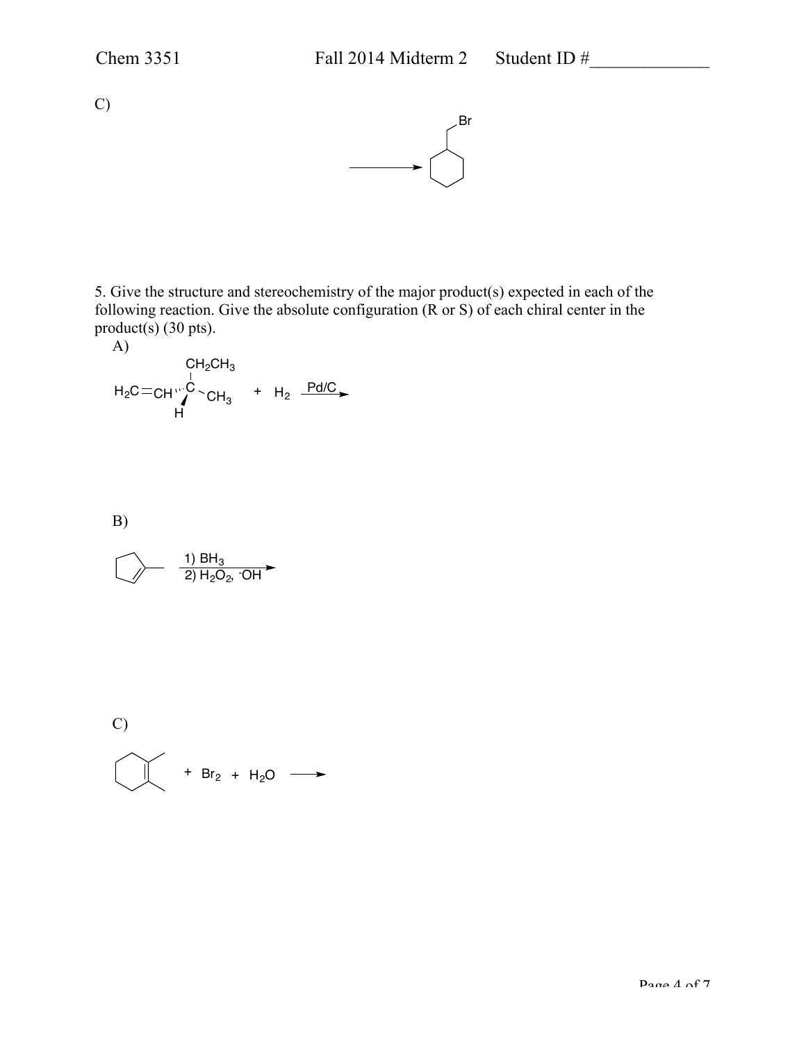C)

$\longrightarrow$ (bromomethyl)cyclohexane (Br)

5. Give the structure and stereochemistry of the major product(s) expected in each of the following reaction. Give the absolute configuration (R or S) of each chiral center in the product(s) (30 pts).

A)

$H_2C{=}CH$–C(H)($CH_2CH_3$)($CH_3$) + $H_2$ $\xrightarrow{Pd/C}$

B)

1-methylcyclopentene $\xrightarrow[\text{2) } H_2O_2,\ ^{-}OH]{\text{1) } BH_3}$

C)

1,2-dimethylcyclohexene + $Br_2$ + $H_2O$ $\longrightarrow$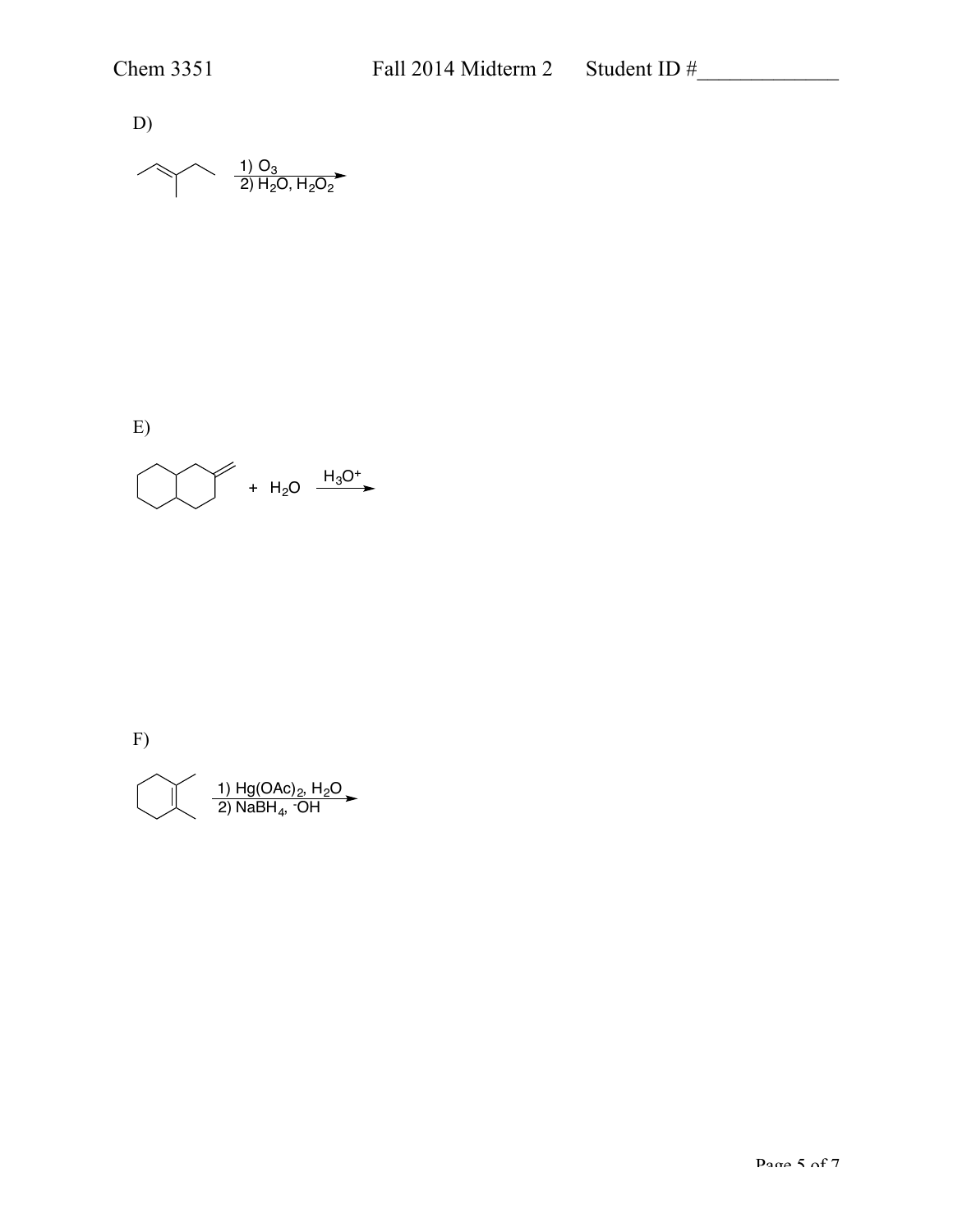D)

$$\xrightarrow[\text{2) } H_2O,\ H_2O_2]{\text{1) } O_3}$$

E)

$$+\ H_2O \xrightarrow{H_3O^+}$$

F)

$$\xrightarrow[\text{2) } NaBH_4,\ ^{-}OH]{\text{1) } Hg(OAc)_2,\ H_2O}$$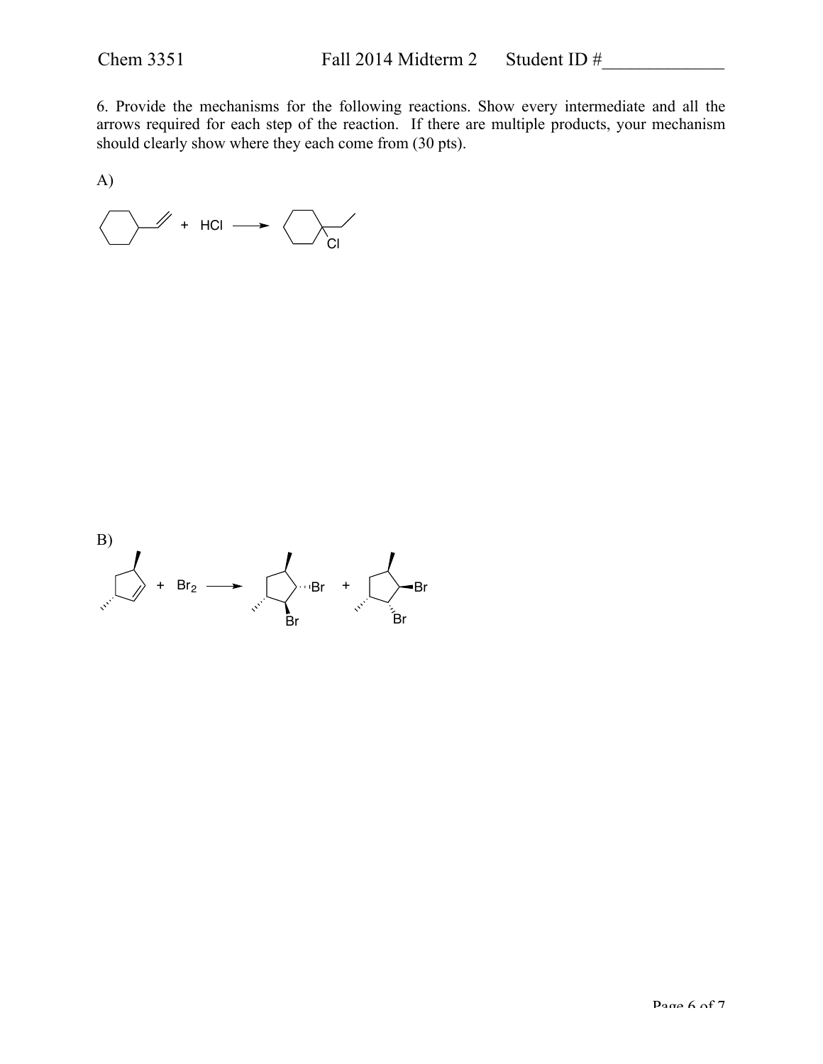6. Provide the mechanisms for the following reactions. Show every intermediate and all the arrows required for each step of the reaction. If there are multiple products, your mechanism should clearly show where they each come from (30 pts).

A)

+ HCl ⟶ 

Cl

B)

+ $Br_2$ ⟶ 

Br Br + Br Br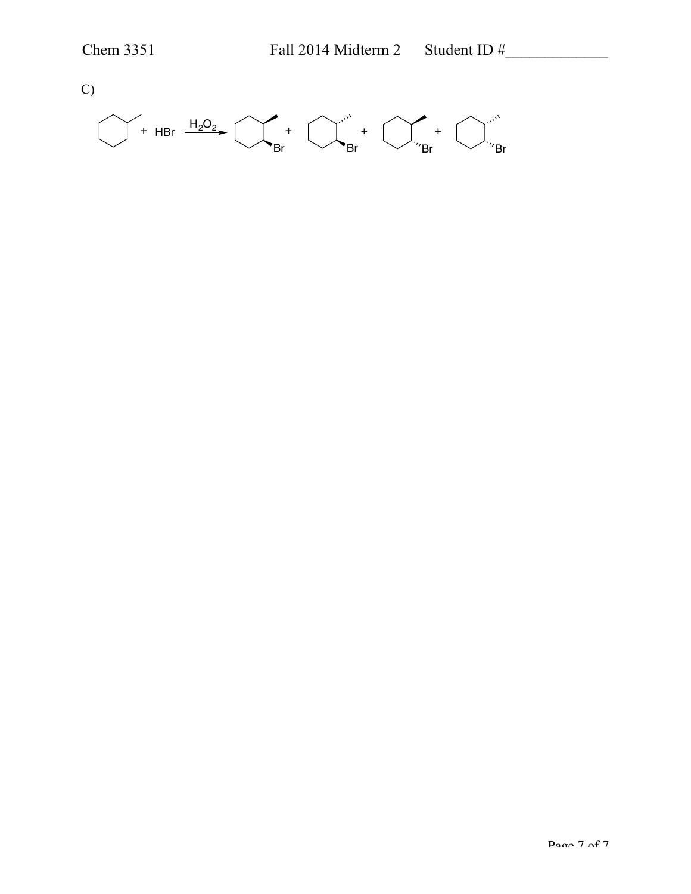C)

+ HBr $\xrightarrow{H_2O_2}$ Br + Br + Br + Br